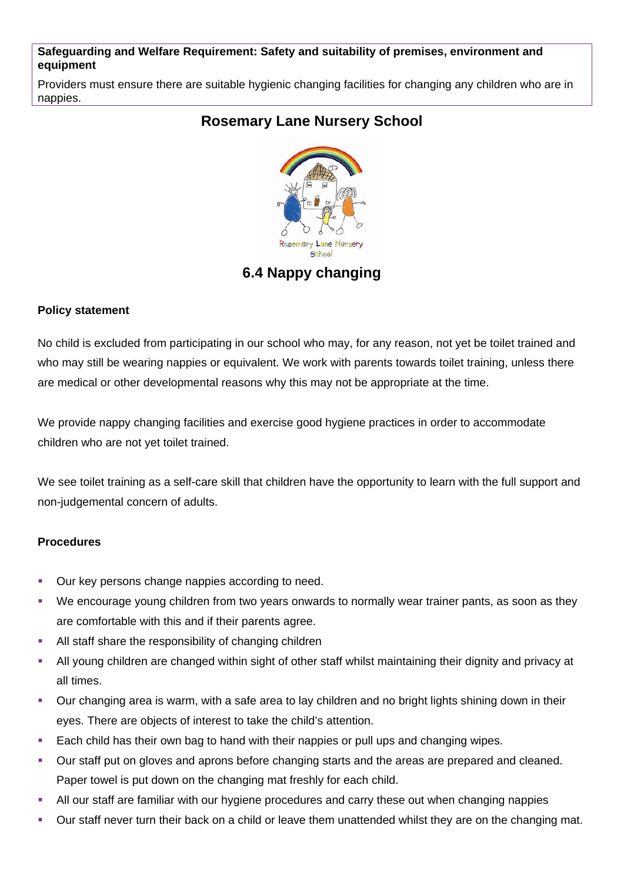**Safeguarding and Welfare Requirement: Safety and suitability of premises, environment and equipment**

Providers must ensure there are suitable hygienic changing facilities for changing any children who are in nappies.

## Rosemary Lane Nursery School

# 6.4 Nappy changing

### Policy statement

No child is excluded from participating in our school who may, for any reason, not yet be toilet trained and who may still be wearing nappies or equivalent. We work with parents towards toilet training, unless there are medical or other developmental reasons why this may not be appropriate at the time.

We provide nappy changing facilities and exercise good hygiene practices in order to accommodate children who are not yet toilet trained.

We see toilet training as a self-care skill that children have the opportunity to learn with the full support and non-judgemental concern of adults.

### Procedures

- Our key persons change nappies according to need.
- We encourage young children from two years onwards to normally wear trainer pants, as soon as they are comfortable with this and if their parents agree.
- All staff share the responsibility of changing children
- All young children are changed within sight of other staff whilst maintaining their dignity and privacy at all times.
- Our changing area is warm, with a safe area to lay children and no bright lights shining down in their eyes. There are objects of interest to take the child's attention.
- Each child has their own bag to hand with their nappies or pull ups and changing wipes.
- Our staff put on gloves and aprons before changing starts and the areas are prepared and cleaned. Paper towel is put down on the changing mat freshly for each child.
- All our staff are familiar with our hygiene procedures and carry these out when changing nappies
- Our staff never turn their back on a child or leave them unattended whilst they are on the changing mat.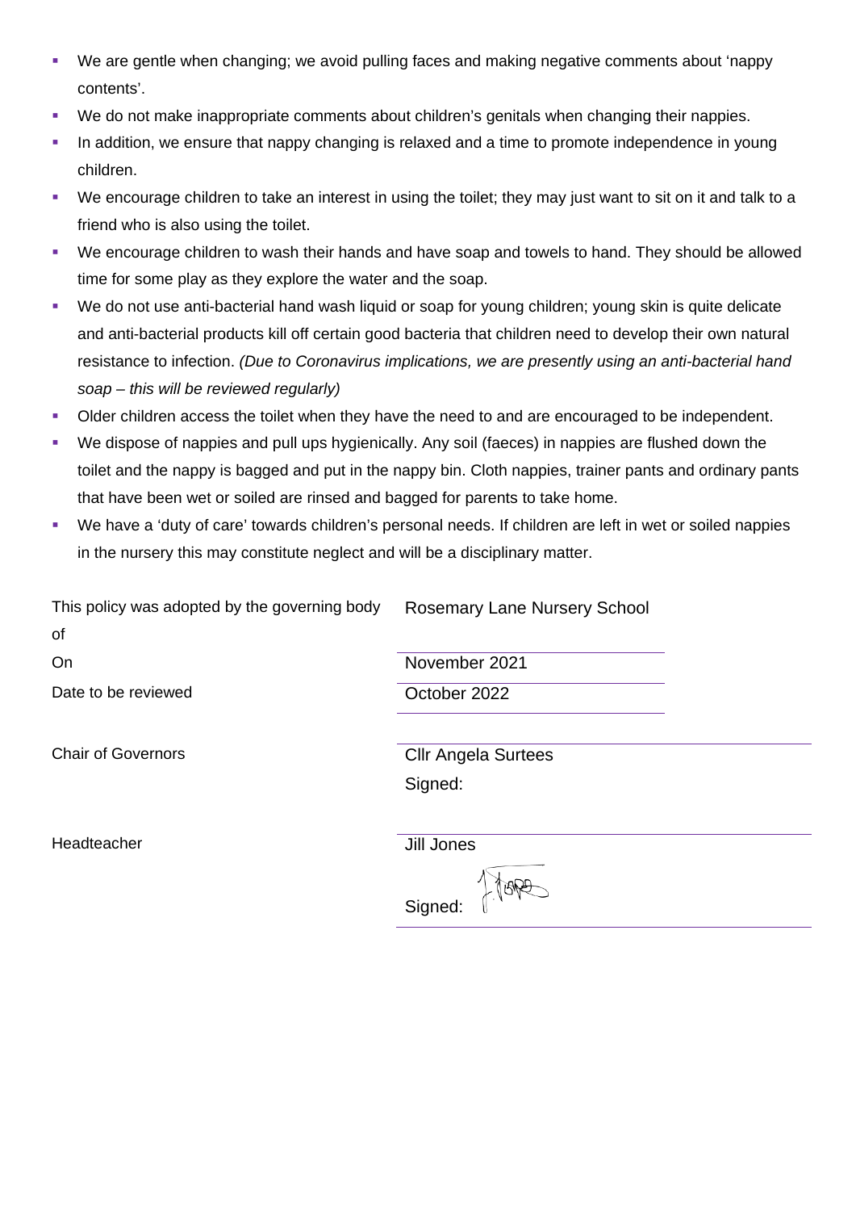- We are gentle when changing; we avoid pulling faces and making negative comments about 'nappy contents'.
- We do not make inappropriate comments about children's genitals when changing their nappies.
- In addition, we ensure that nappy changing is relaxed and a time to promote independence in young children.
- We encourage children to take an interest in using the toilet; they may just want to sit on it and talk to a friend who is also using the toilet.
- We encourage children to wash their hands and have soap and towels to hand. They should be allowed time for some play as they explore the water and the soap.
- We do not use anti-bacterial hand wash liquid or soap for young children; young skin is quite delicate and anti-bacterial products kill off certain good bacteria that children need to develop their own natural resistance to infection. *(Due to Coronavirus implications, we are presently using an anti-bacterial hand soap – this will be reviewed regularly)*
- Older children access the toilet when they have the need to and are encouraged to be independent.
- We dispose of nappies and pull ups hygienically. Any soil (faeces) in nappies are flushed down the toilet and the nappy is bagged and put in the nappy bin. Cloth nappies, trainer pants and ordinary pants that have been wet or soiled are rinsed and bagged for parents to take home.
- We have a 'duty of care' towards children's personal needs. If children are left in wet or soiled nappies in the nursery this may constitute neglect and will be a disciplinary matter.

| | |
|---|---|
| This policy was adopted by the governing body of | Rosemary Lane Nursery School |
| On | November 2021 |
| Date to be reviewed | October 2022 |
| Chair of Governors | Cllr Angela Surtees<br>Signed: |
| Headteacher | Jill Jones<br>Signed: |